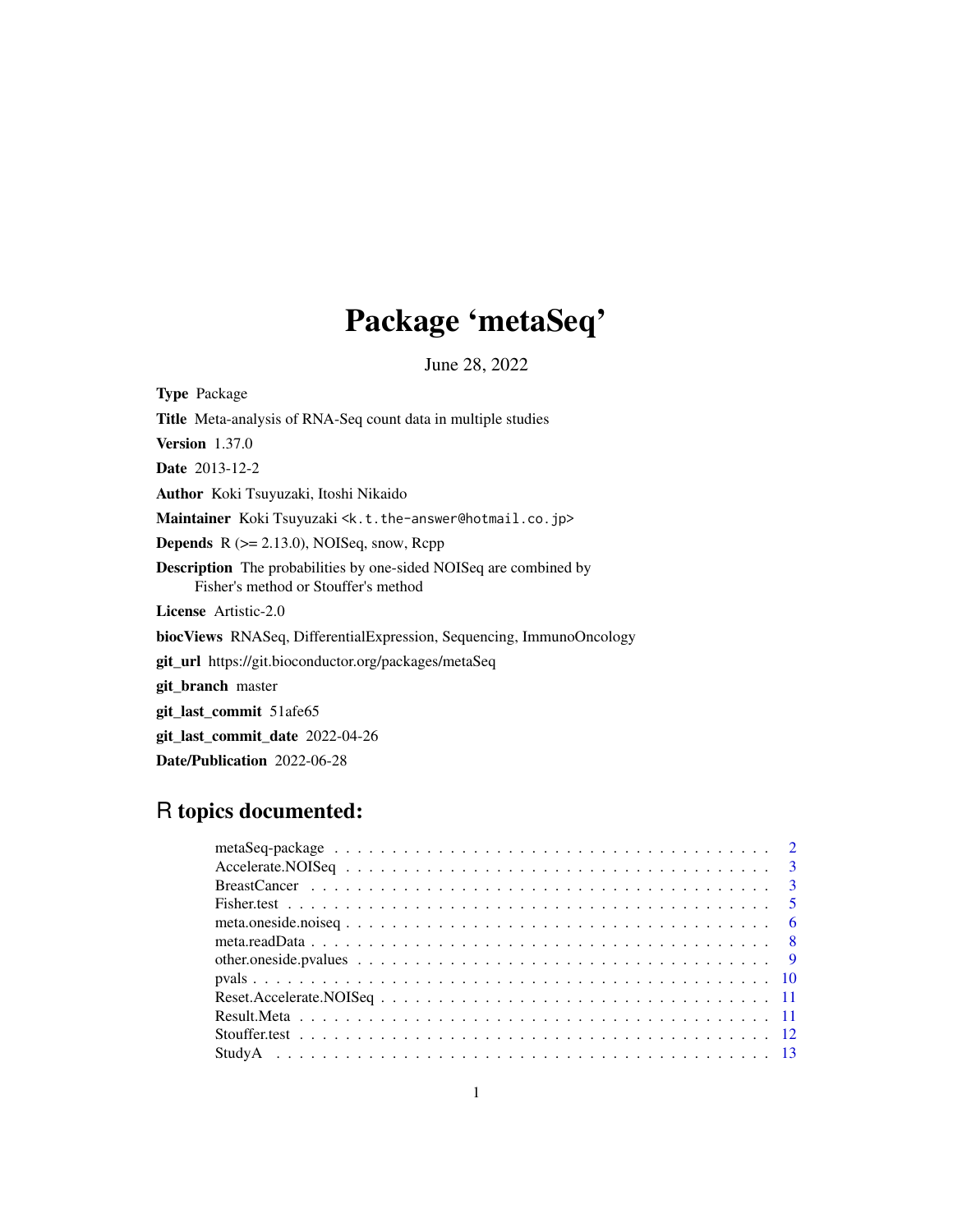# Package 'metaSeq'

June 28, 2022

**Type** Package

**Title** Meta-analysis of RNA-Seq count data in multiple studies

**Version** 1.37.0

**Date** 2013-12-2

**Author** Koki Tsuyuzaki, Itoshi Nikaido

**Maintainer** Koki Tsuyuzaki <k.t.the-answer@hotmail.co.jp>

**Depends** R (>= 2.13.0), NOISeq, snow, Rcpp

**Description** The probabilities by one-sided NOISeq are combined by Fisher's method or Stouffer's method

**License** Artistic-2.0

**biocViews** RNASeq, DifferentialExpression, Sequencing, ImmunoOncology

**git_url** https://git.bioconductor.org/packages/metaSeq

**git_branch** master

**git_last_commit** 51afe65

**git_last_commit_date** 2022-04-26

**Date/Publication** 2022-06-28

## R topics documented:

- metaSeq-package . . . . . . . . . . . . . . . . . . . . . . . . . . . . . . . . . . . . . . 2
- Accelerate.NOISeq . . . . . . . . . . . . . . . . . . . . . . . . . . . . . . . . . . . . . 3
- BreastCancer . . . . . . . . . . . . . . . . . . . . . . . . . . . . . . . . . . . . . . . . 3
- Fisher.test . . . . . . . . . . . . . . . . . . . . . . . . . . . . . . . . . . . . . . . . . 5
- meta.oneside.noiseq . . . . . . . . . . . . . . . . . . . . . . . . . . . . . . . . . . . . 6
- meta.readData . . . . . . . . . . . . . . . . . . . . . . . . . . . . . . . . . . . . . . . 8
- other.oneside.pvalues . . . . . . . . . . . . . . . . . . . . . . . . . . . . . . . . . . . 9
- pvals . . . . . . . . . . . . . . . . . . . . . . . . . . . . . . . . . . . . . . . . . . . 10
- Reset.Accelerate.NOISeq . . . . . . . . . . . . . . . . . . . . . . . . . . . . . . . . . 11
- Result.Meta . . . . . . . . . . . . . . . . . . . . . . . . . . . . . . . . . . . . . . . . 11
- Stouffer.test . . . . . . . . . . . . . . . . . . . . . . . . . . . . . . . . . . . . . . . . 12
- StudyA . . . . . . . . . . . . . . . . . . . . . . . . . . . . . . . . . . . . . . . . . . 13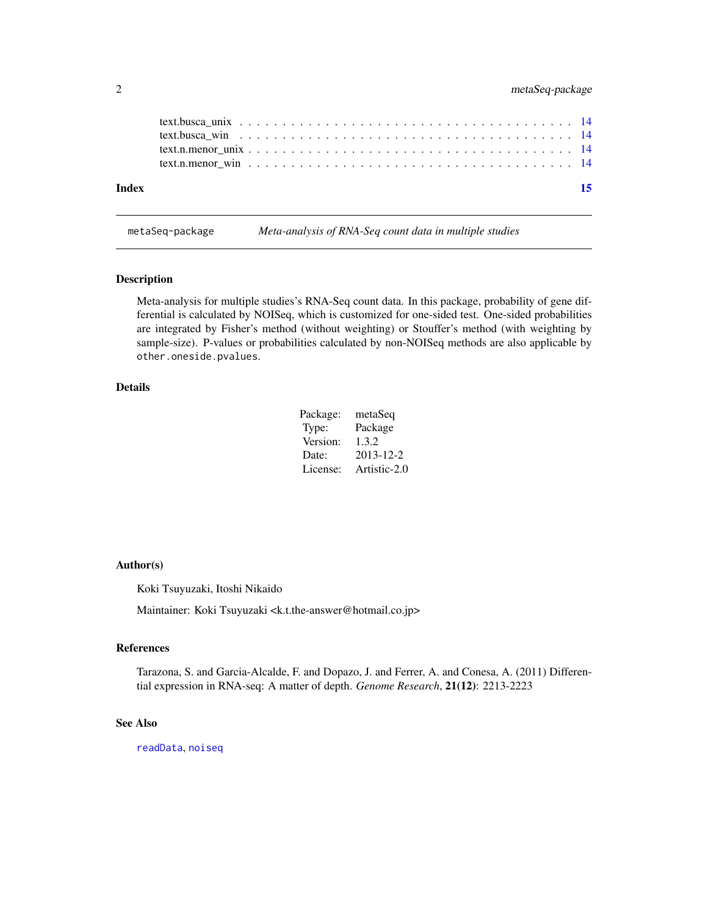text.busca_unix . . . . . . . . . . . . . . . . . . . . . . . . . . . . . . . . . . . 14
text.busca_win . . . . . . . . . . . . . . . . . . . . . . . . . . . . . . . . . . . 14
text.n.menor_unix . . . . . . . . . . . . . . . . . . . . . . . . . . . . . . . . . . 14
text.n.menor_win . . . . . . . . . . . . . . . . . . . . . . . . . . . . . . . . . . 14

**Index** **15**

---

`metaSeq-package` *Meta-analysis of RNA-Seq count data in multiple studies*

---

### Description

Meta-analysis for multiple studies's RNA-Seq count data. In this package, probability of gene differential is calculated by NOISeq, which is customized for one-sided test. One-sided probabilities are integrated by Fisher's method (without weighting) or Stouffer's method (with weighting by sample-size). P-values or probabilities calculated by non-NOISeq methods are also applicable by `other.oneside.pvalues`.

### Details

| | |
|---|---|
| Package: | metaSeq |
| Type: | Package |
| Version: | 1.3.2 |
| Date: | 2013-12-2 |
| License: | Artistic-2.0 |

### Author(s)

Koki Tsuyuzaki, Itoshi Nikaido

Maintainer: Koki Tsuyuzaki <k.t.the-answer@hotmail.co.jp>

### References

Tarazona, S. and Garcia-Alcalde, F. and Dopazo, J. and Ferrer, A. and Conesa, A. (2011) Differential expression in RNA-seq: A matter of depth. *Genome Research*, **21(12)**: 2213-2223

### See Also

`readData`, `noiseq`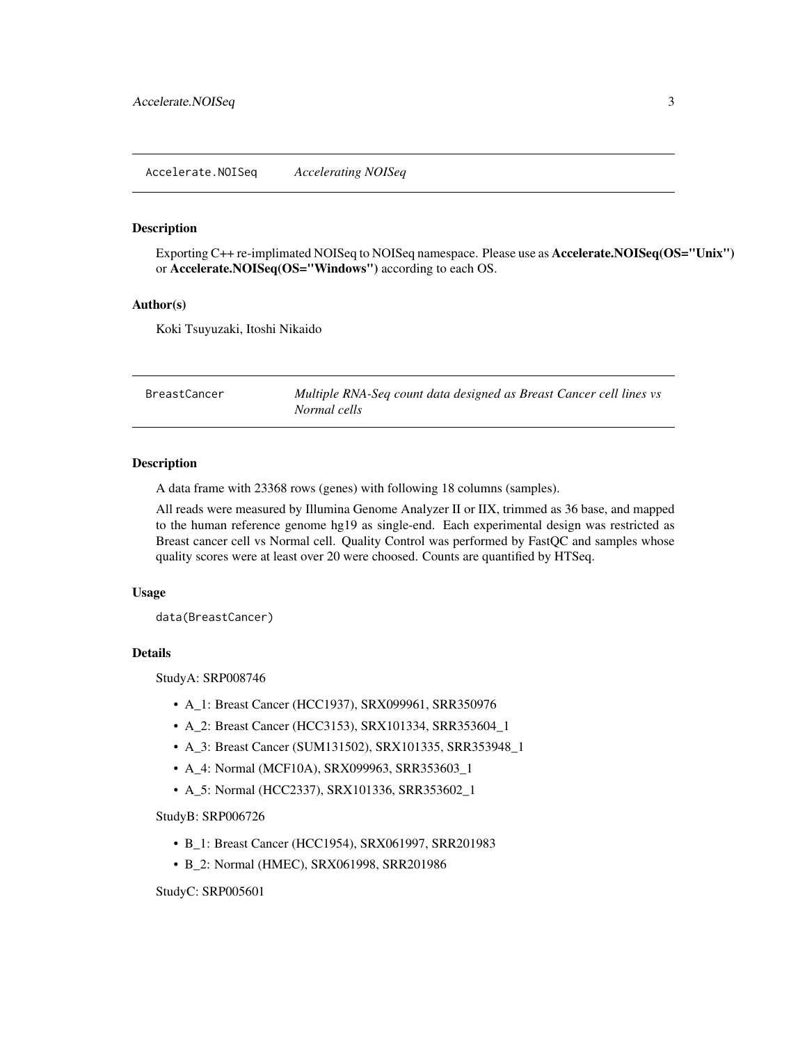## Accelerate.NOISeq — *Accelerating NOISeq*

### Description

Exporting C++ re-implimated NOISeq to NOISeq namespace. Please use as **Accelerate.NOISeq(OS="Unix")** or **Accelerate.NOISeq(OS="Windows")** according to each OS.

### Author(s)

Koki Tsuyuzaki, Itoshi Nikaido

## BreastCancer — *Multiple RNA-Seq count data designed as Breast Cancer cell lines vs Normal cells*

### Description

A data frame with 23368 rows (genes) with following 18 columns (samples).

All reads were measured by Illumina Genome Analyzer II or IIX, trimmed as 36 base, and mapped to the human reference genome hg19 as single-end. Each experimental design was restricted as Breast cancer cell vs Normal cell. Quality Control was performed by FastQC and samples whose quality scores were at least over 20 were choosed. Counts are quantified by HTSeq.

### Usage

```
data(BreastCancer)
```

### Details

StudyA: SRP008746

- A_1: Breast Cancer (HCC1937), SRX099961, SRR350976
- A_2: Breast Cancer (HCC3153), SRX101334, SRR353604_1
- A_3: Breast Cancer (SUM131502), SRX101335, SRR353948_1
- A_4: Normal (MCF10A), SRX099963, SRR353603_1
- A_5: Normal (HCC2337), SRX101336, SRR353602_1

StudyB: SRP006726

- B_1: Breast Cancer (HCC1954), SRX061997, SRR201983
- B_2: Normal (HMEC), SRX061998, SRR201986

StudyC: SRP005601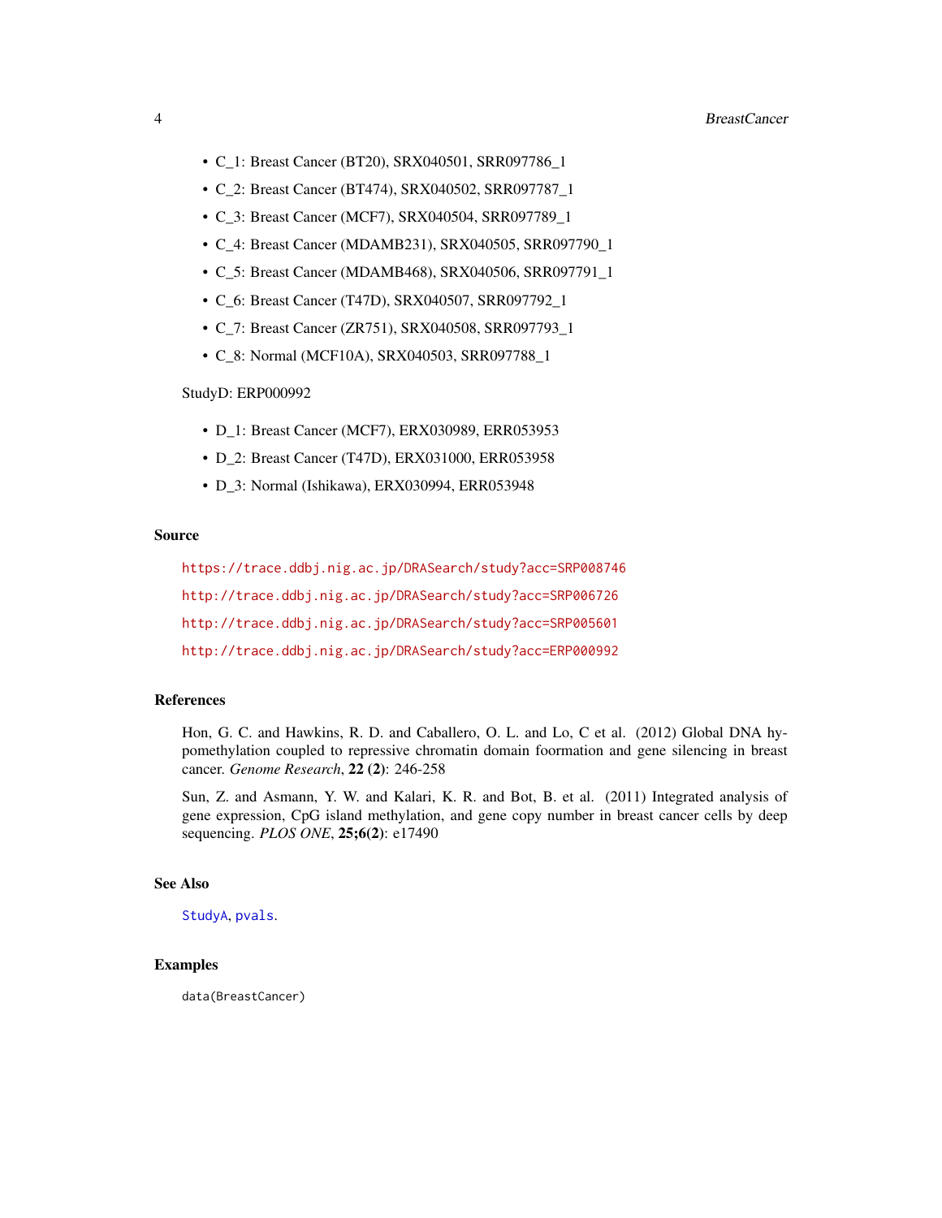- C_1: Breast Cancer (BT20), SRX040501, SRR097786_1
- C_2: Breast Cancer (BT474), SRX040502, SRR097787_1
- C_3: Breast Cancer (MCF7), SRX040504, SRR097789_1
- C_4: Breast Cancer (MDAMB231), SRX040505, SRR097790_1
- C_5: Breast Cancer (MDAMB468), SRX040506, SRR097791_1
- C_6: Breast Cancer (T47D), SRX040507, SRR097792_1
- C_7: Breast Cancer (ZR751), SRX040508, SRR097793_1
- C_8: Normal (MCF10A), SRX040503, SRR097788_1

StudyD: ERP000992

- D_1: Breast Cancer (MCF7), ERX030989, ERR053953
- D_2: Breast Cancer (T47D), ERX031000, ERR053958
- D_3: Normal (Ishikawa), ERX030994, ERR053948

## Source

https://trace.ddbj.nig.ac.jp/DRASearch/study?acc=SRP008746

http://trace.ddbj.nig.ac.jp/DRASearch/study?acc=SRP006726

http://trace.ddbj.nig.ac.jp/DRASearch/study?acc=SRP005601

http://trace.ddbj.nig.ac.jp/DRASearch/study?acc=ERP000992

## References

Hon, G. C. and Hawkins, R. D. and Caballero, O. L. and Lo, C et al. (2012) Global DNA hypomethylation coupled to repressive chromatin domain foormation and gene silencing in breast cancer. *Genome Research*, **22 (2)**: 246-258

Sun, Z. and Asmann, Y. W. and Kalari, K. R. and Bot, B. et al. (2011) Integrated analysis of gene expression, CpG island methylation, and gene copy number in breast cancer cells by deep sequencing. *PLOS ONE*, **25;6(2)**: e17490

## See Also

StudyA, pvals.

## Examples

```
data(BreastCancer)
```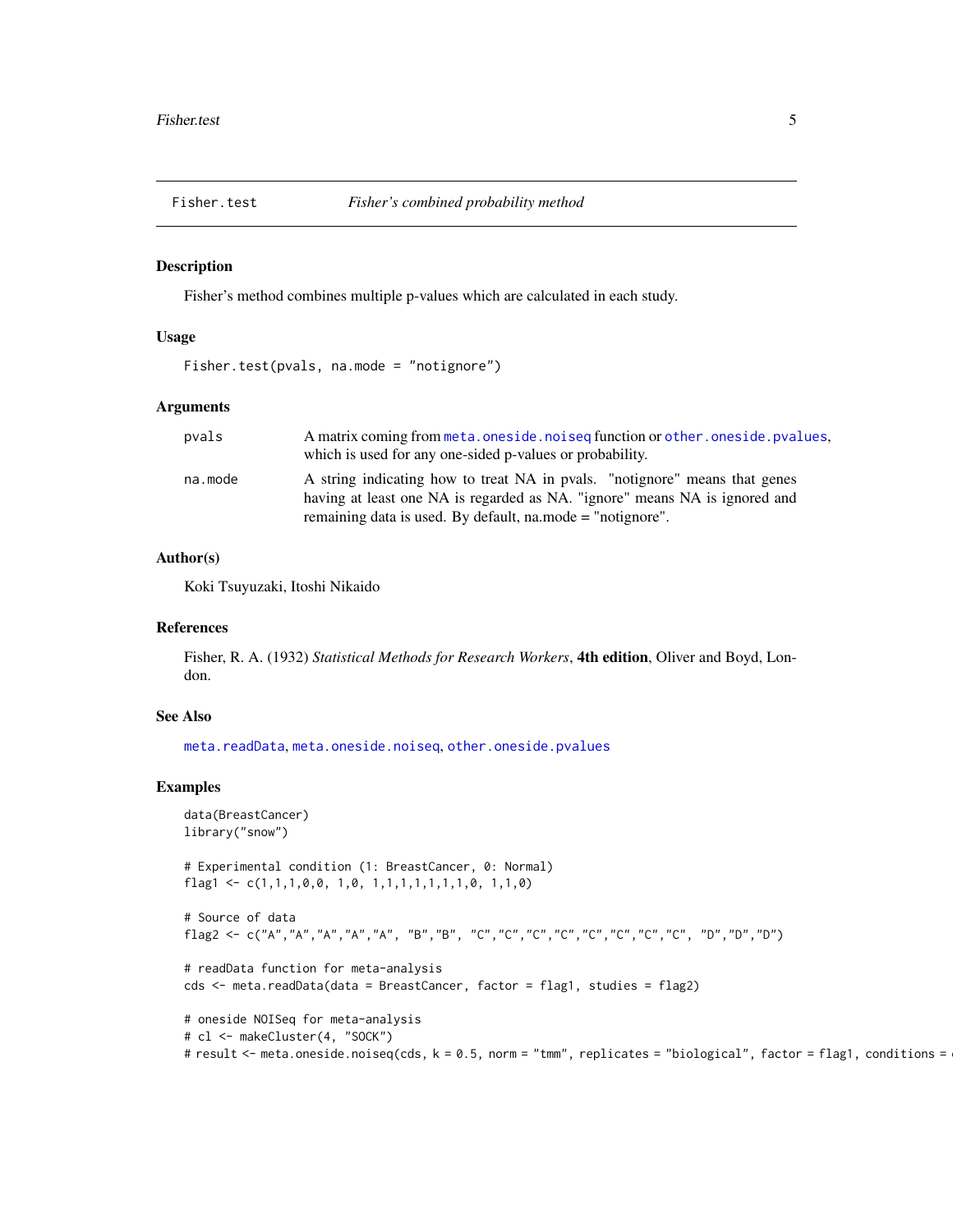# Fisher.test — *Fisher's combined probability method*

## Description

Fisher's method combines multiple p-values which are calculated in each study.

## Usage

```
Fisher.test(pvals, na.mode = "notignore")
```

## Arguments

| | |
|---|---|
| pvals | A matrix coming from `meta.oneside.noiseq` function or `other.oneside.pvalues`, which is used for any one-sided p-values or probability. |
| na.mode | A string indicating how to treat NA in pvals. "notignore" means that genes having at least one NA is regarded as NA. "ignore" means NA is ignored and remaining data is used. By default, na.mode = "notignore". |

## Author(s)

Koki Tsuyuzaki, Itoshi Nikaido

## References

Fisher, R. A. (1932) *Statistical Methods for Research Workers*, **4th edition**, Oliver and Boyd, London.

## See Also

`meta.readData`, `meta.oneside.noiseq`, `other.oneside.pvalues`

## Examples

```
data(BreastCancer)
library("snow")

# Experimental condition (1: BreastCancer, 0: Normal)
flag1 <- c(1,1,1,0,0, 1,0, 1,1,1,1,1,1,1,0, 1,1,0)

# Source of data
flag2 <- c("A","A","A","A","A", "B","B", "C","C","C","C","C","C","C","C", "D","D","D")

# readData function for meta-analysis
cds <- meta.readData(data = BreastCancer, factor = flag1, studies = flag2)

# oneside NOISeq for meta-analysis
# cl <- makeCluster(4, "SOCK")
# result <- meta.oneside.noiseq(cds, k = 0.5, norm = "tmm", replicates = "biological", factor = flag1, conditions = c
```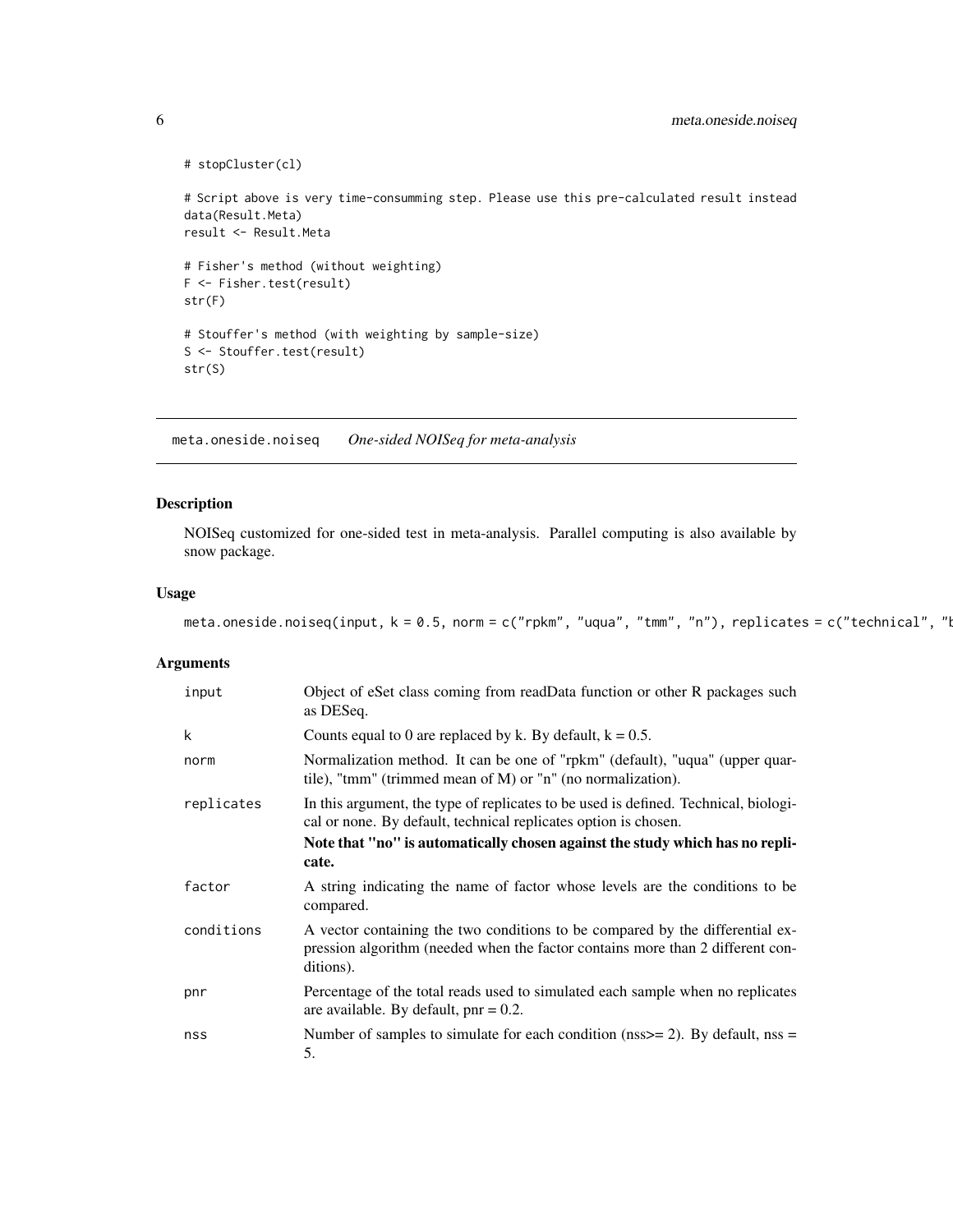```
# stopCluster(cl)

# Script above is very time-consumming step. Please use this pre-calculated result instead
data(Result.Meta)
result <- Result.Meta

# Fisher's method (without weighting)
F <- Fisher.test(result)
str(F)

# Stouffer's method (with weighting by sample-size)
S <- Stouffer.test(result)
str(S)
```

---

## meta.oneside.noiseq *One-sided NOISeq for meta-analysis*

---

### Description

NOISeq customized for one-sided test in meta-analysis. Parallel computing is also available by snow package.

### Usage

```
meta.oneside.noiseq(input, k = 0.5, norm = c("rpkm", "uqua", "tmm", "n"), replicates = c("technical", "b
```

### Arguments

| | |
|---|---|
| input | Object of eSet class coming from readData function or other R packages such as DESeq. |
| k | Counts equal to 0 are replaced by k. By default, k = 0.5. |
| norm | Normalization method. It can be one of "rpkm" (default), "uqua" (upper quartile), "tmm" (trimmed mean of M) or "n" (no normalization). |
| replicates | In this argument, the type of replicates to be used is defined. Technical, biological or none. By default, technical replicates option is chosen. **Note that "no" is automatically chosen against the study which has no replicate.** |
| factor | A string indicating the name of factor whose levels are the conditions to be compared. |
| conditions | A vector containing the two conditions to be compared by the differential expression algorithm (needed when the factor contains more than 2 different conditions). |
| pnr | Percentage of the total reads used to simulated each sample when no replicates are available. By default, pnr = 0.2. |
| nss | Number of samples to simulate for each condition (nss>= 2). By default, nss = 5. |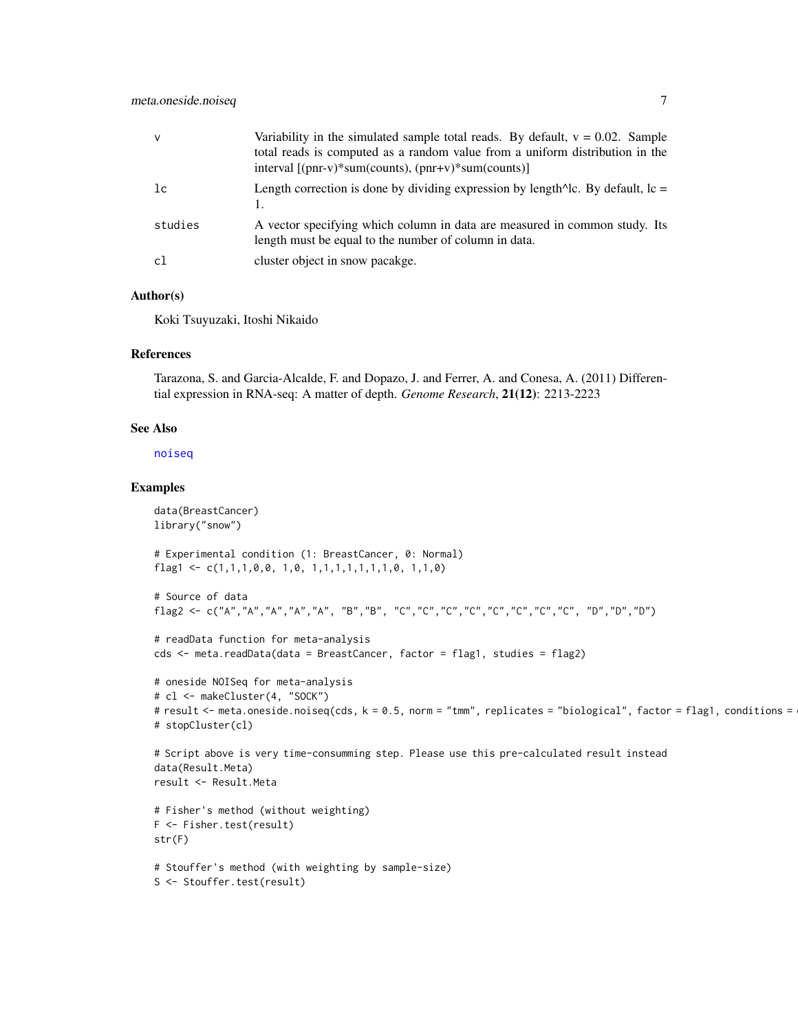| | |
|---|---|
| v | Variability in the simulated sample total reads. By default, v = 0.02. Sample total reads is computed as a random value from a uniform distribution in the interval [(pnr-v)*sum(counts), (pnr+v)*sum(counts)] |
| lc | Length correction is done by dividing expression by length^lc. By default, lc = 1. |
| studies | A vector specifying which column in data are measured in common study. Its length must be equal to the number of column in data. |
| cl | cluster object in snow pacakge. |

### Author(s)

Koki Tsuyuzaki, Itoshi Nikaido

### References

Tarazona, S. and Garcia-Alcalde, F. and Dopazo, J. and Ferrer, A. and Conesa, A. (2011) Differential expression in RNA-seq: A matter of depth. *Genome Research*, **21(12)**: 2213-2223

### See Also

noiseq

### Examples

```
data(BreastCancer)
library("snow")

# Experimental condition (1: BreastCancer, 0: Normal)
flag1 <- c(1,1,1,0,0, 1,0, 1,1,1,1,1,1,1,0, 1,1,0)

# Source of data
flag2 <- c("A","A","A","A","A", "B","B", "C","C","C","C","C","C","C","C", "D","D","D")

# readData function for meta-analysis
cds <- meta.readData(data = BreastCancer, factor = flag1, studies = flag2)

# oneside NOISeq for meta-analysis
# cl <- makeCluster(4, "SOCK")
# result <- meta.oneside.noiseq(cds, k = 0.5, norm = "tmm", replicates = "biological", factor = flag1, conditions = c
# stopCluster(cl)

# Script above is very time-consumming step. Please use this pre-calculated result instead
data(Result.Meta)
result <- Result.Meta

# Fisher's method (without weighting)
F <- Fisher.test(result)
str(F)

# Stouffer's method (with weighting by sample-size)
S <- Stouffer.test(result)
```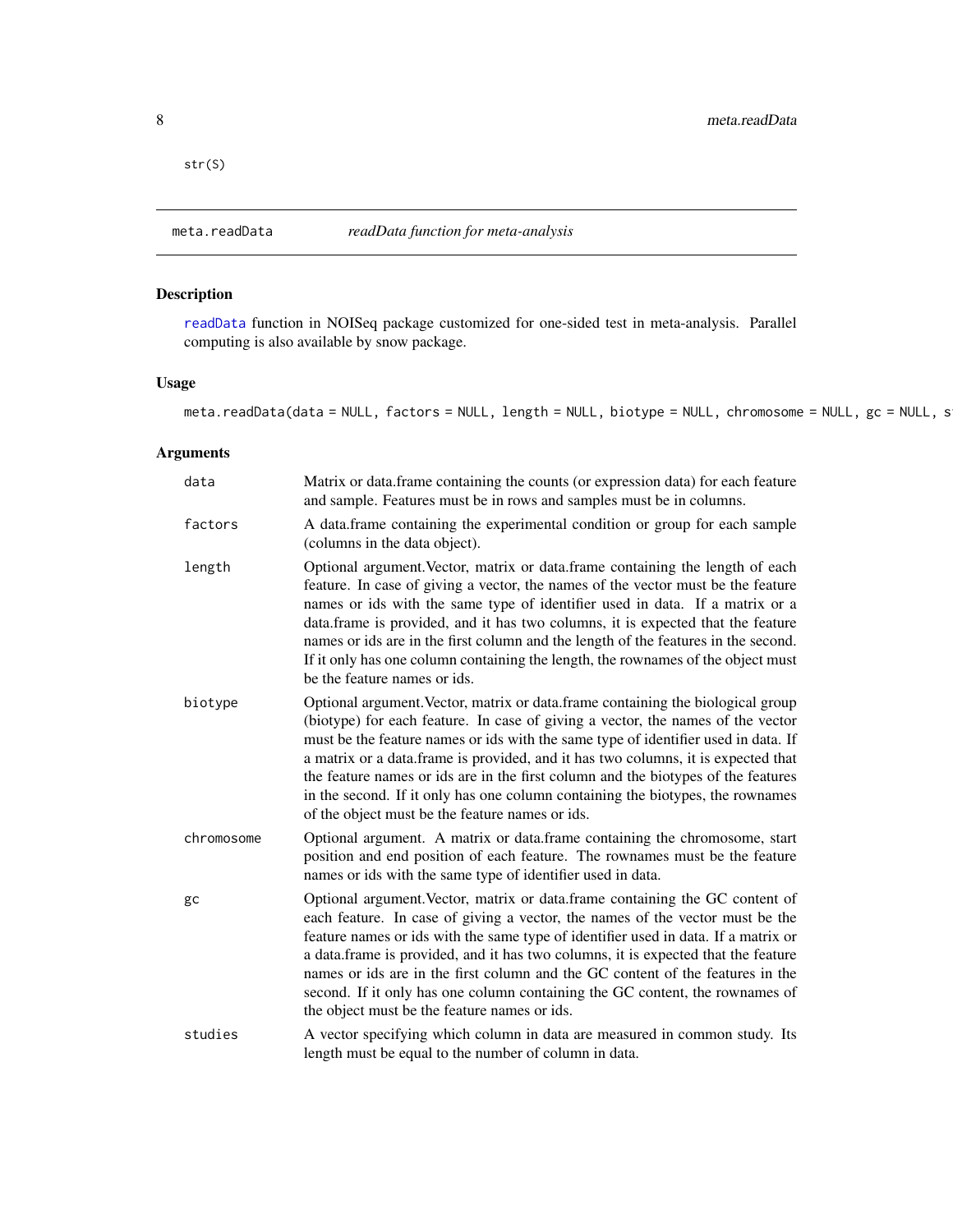```
str(S)
```

## meta.readData — *readData function for meta-analysis*

### Description

readData function in NOISeq package customized for one-sided test in meta-analysis. Parallel computing is also available by snow package.

### Usage

```
meta.readData(data = NULL, factors = NULL, length = NULL, biotype = NULL, chromosome = NULL, gc = NULL, s
```

### Arguments

| | |
|---|---|
| data | Matrix or data.frame containing the counts (or expression data) for each feature and sample. Features must be in rows and samples must be in columns. |
| factors | A data.frame containing the experimental condition or group for each sample (columns in the data object). |
| length | Optional argument.Vector, matrix or data.frame containing the length of each feature. In case of giving a vector, the names of the vector must be the feature names or ids with the same type of identifier used in data. If a matrix or a data.frame is provided, and it has two columns, it is expected that the feature names or ids are in the first column and the length of the features in the second. If it only has one column containing the length, the rownames of the object must be the feature names or ids. |
| biotype | Optional argument.Vector, matrix or data.frame containing the biological group (biotype) for each feature. In case of giving a vector, the names of the vector must be the feature names or ids with the same type of identifier used in data. If a matrix or a data.frame is provided, and it has two columns, it is expected that the feature names or ids are in the first column and the biotypes of the features in the second. If it only has one column containing the biotypes, the rownames of the object must be the feature names or ids. |
| chromosome | Optional argument. A matrix or data.frame containing the chromosome, start position and end position of each feature. The rownames must be the feature names or ids with the same type of identifier used in data. |
| gc | Optional argument.Vector, matrix or data.frame containing the GC content of each feature. In case of giving a vector, the names of the vector must be the feature names or ids with the same type of identifier used in data. If a matrix or a data.frame is provided, and it has two columns, it is expected that the feature names or ids are in the first column and the GC content of the features in the second. If it only has one column containing the GC content, the rownames of the object must be the feature names or ids. |
| studies | A vector specifying which column in data are measured in common study. Its length must be equal to the number of column in data. |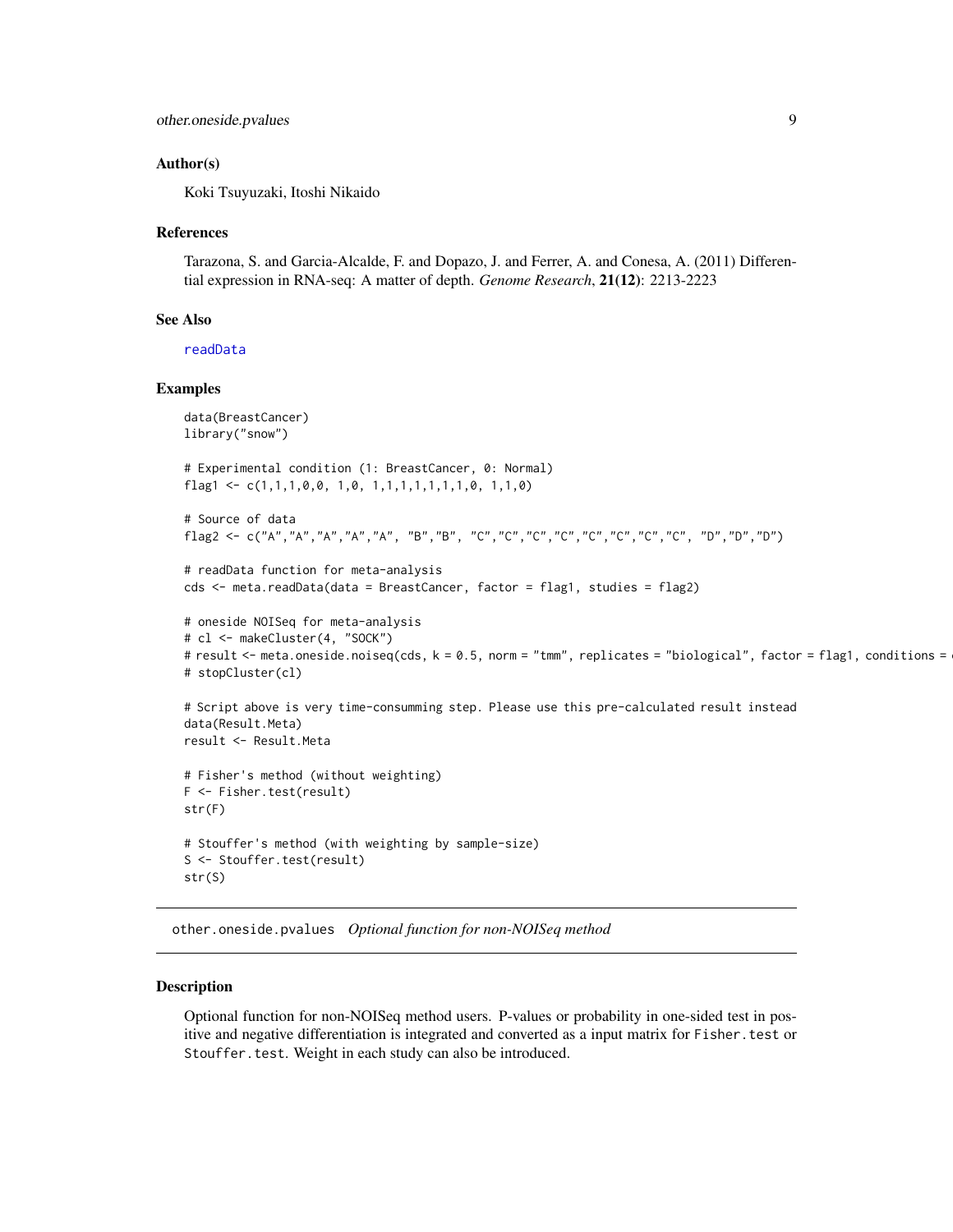### Author(s)

Koki Tsuyuzaki, Itoshi Nikaido

### References

Tarazona, S. and Garcia-Alcalde, F. and Dopazo, J. and Ferrer, A. and Conesa, A. (2011) Differential expression in RNA-seq: A matter of depth. *Genome Research*, **21(12)**: 2213-2223

### See Also

readData

### Examples

```
data(BreastCancer)
library("snow")

# Experimental condition (1: BreastCancer, 0: Normal)
flag1 <- c(1,1,1,0,0, 1,0, 1,1,1,1,1,1,1,0, 1,1,0)

# Source of data
flag2 <- c("A","A","A","A","A", "B","B", "C","C","C","C","C","C","C","C", "D","D","D")

# readData function for meta-analysis
cds <- meta.readData(data = BreastCancer, factor = flag1, studies = flag2)

# oneside NOISeq for meta-analysis
# cl <- makeCluster(4, "SOCK")
# result <- meta.oneside.noiseq(cds, k = 0.5, norm = "tmm", replicates = "biological", factor = flag1, conditions = c
# stopCluster(cl)

# Script above is very time-consumming step. Please use this pre-calculated result instead
data(Result.Meta)
result <- Result.Meta

# Fisher's method (without weighting)
F <- Fisher.test(result)
str(F)

# Stouffer's method (with weighting by sample-size)
S <- Stouffer.test(result)
str(S)
```

---

## other.oneside.pvalues *Optional function for non-NOISeq method*

### Description

Optional function for non-NOISeq method users. P-values or probability in one-sided test in positive and negative differentiation is integrated and converted as a input matrix for `Fisher.test` or `Stouffer.test`. Weight in each study can also be introduced.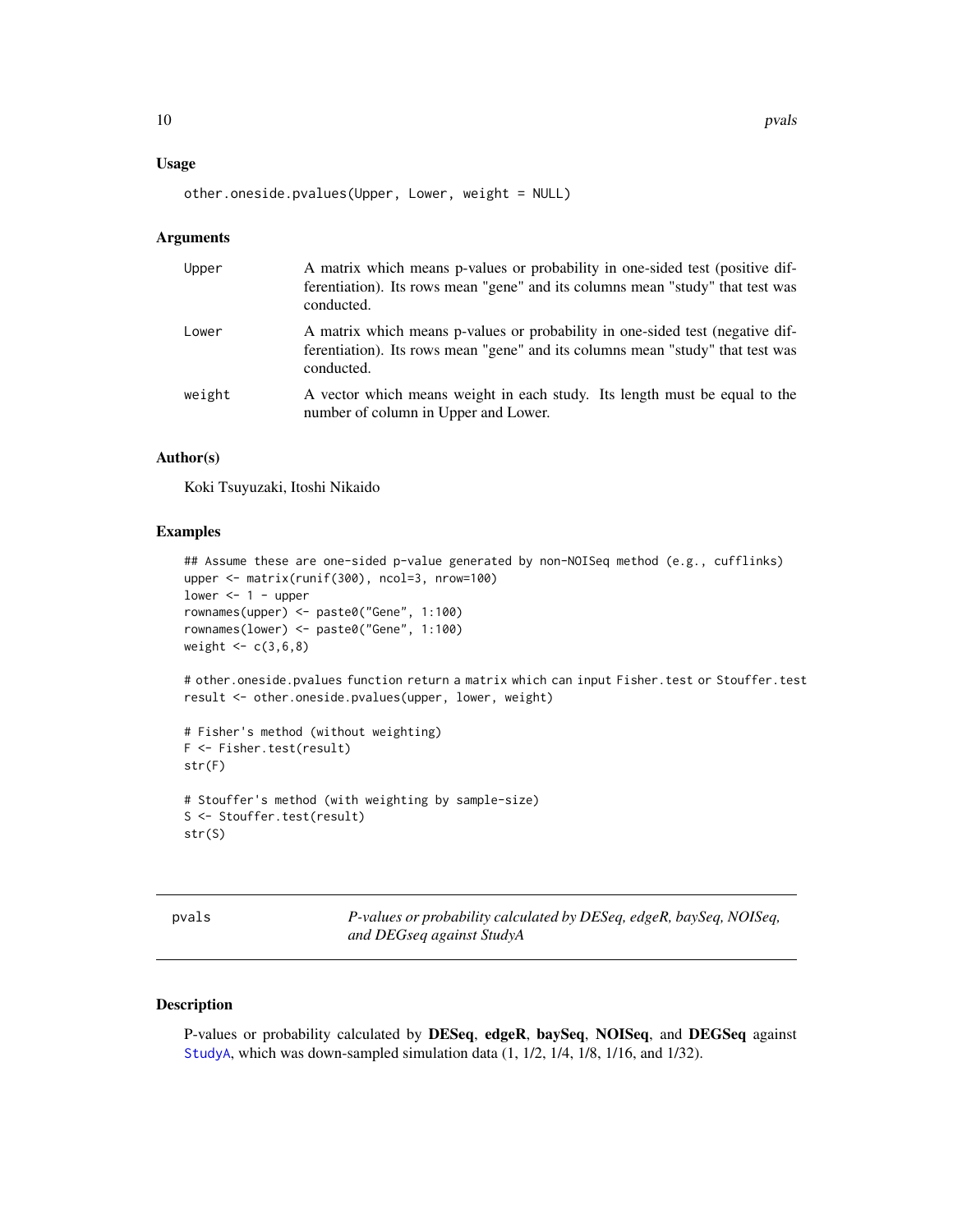### Usage

```
other.oneside.pvalues(Upper, Lower, weight = NULL)
```

### Arguments

| | |
|---|---|
| Upper | A matrix which means p-values or probability in one-sided test (positive differentiation). Its rows mean "gene" and its columns mean "study" that test was conducted. |
| Lower | A matrix which means p-values or probability in one-sided test (negative differentiation). Its rows mean "gene" and its columns mean "study" that test was conducted. |
| weight | A vector which means weight in each study. Its length must be equal to the number of column in Upper and Lower. |

### Author(s)

Koki Tsuyuzaki, Itoshi Nikaido

### Examples

```
## Assume these are one-sided p-value generated by non-NOISeq method (e.g., cufflinks)
upper <- matrix(runif(300), ncol=3, nrow=100)
lower <- 1 - upper
rownames(upper) <- paste0("Gene", 1:100)
rownames(lower) <- paste0("Gene", 1:100)
weight <- c(3,6,8)

# other.oneside.pvalues function return a matrix which can input Fisher.test or Stouffer.test
result <- other.oneside.pvalues(upper, lower, weight)

# Fisher's method (without weighting)
F <- Fisher.test(result)
str(F)

# Stouffer's method (with weighting by sample-size)
S <- Stouffer.test(result)
str(S)
```

---

## pvals — *P-values or probability calculated by DESeq, edgeR, baySeq, NOISeq, and DEGseq against StudyA*

### Description

P-values or probability calculated by **DESeq**, **edgeR**, **baySeq**, **NOISeq**, and **DEGSeq** against StudyA, which was down-sampled simulation data (1, 1/2, 1/4, 1/8, 1/16, and 1/32).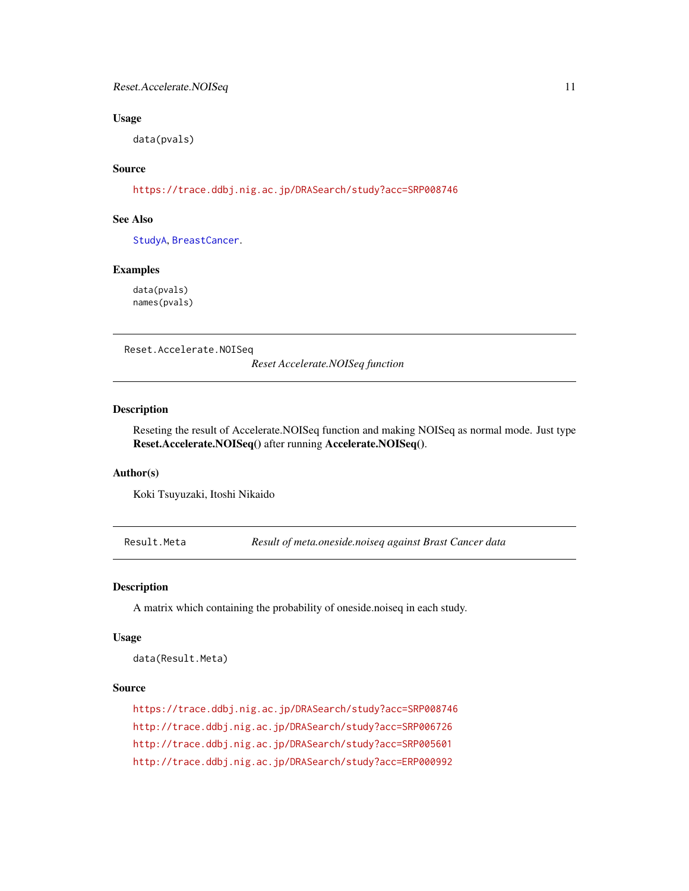### Usage

```
data(pvals)
```

### Source

https://trace.ddbj.nig.ac.jp/DRASearch/study?acc=SRP008746

### See Also

StudyA, BreastCancer.

### Examples

```
data(pvals)
names(pvals)
```

---

## Reset.Accelerate.NOISeq — *Reset Accelerate.NOISeq function*

### Description

Reseting the result of Accelerate.NOISeq function and making NOISeq as normal mode. Just type **Reset.Accelerate.NOISeq()** after running **Accelerate.NOISeq()**.

### Author(s)

Koki Tsuyuzaki, Itoshi Nikaido

---

## Result.Meta — *Result of meta.oneside.noiseq against Brast Cancer data*

### Description

A matrix which containing the probability of oneside.noiseq in each study.

### Usage

```
data(Result.Meta)
```

### Source

https://trace.ddbj.nig.ac.jp/DRASearch/study?acc=SRP008746

http://trace.ddbj.nig.ac.jp/DRASearch/study?acc=SRP006726

http://trace.ddbj.nig.ac.jp/DRASearch/study?acc=SRP005601

http://trace.ddbj.nig.ac.jp/DRASearch/study?acc=ERP000992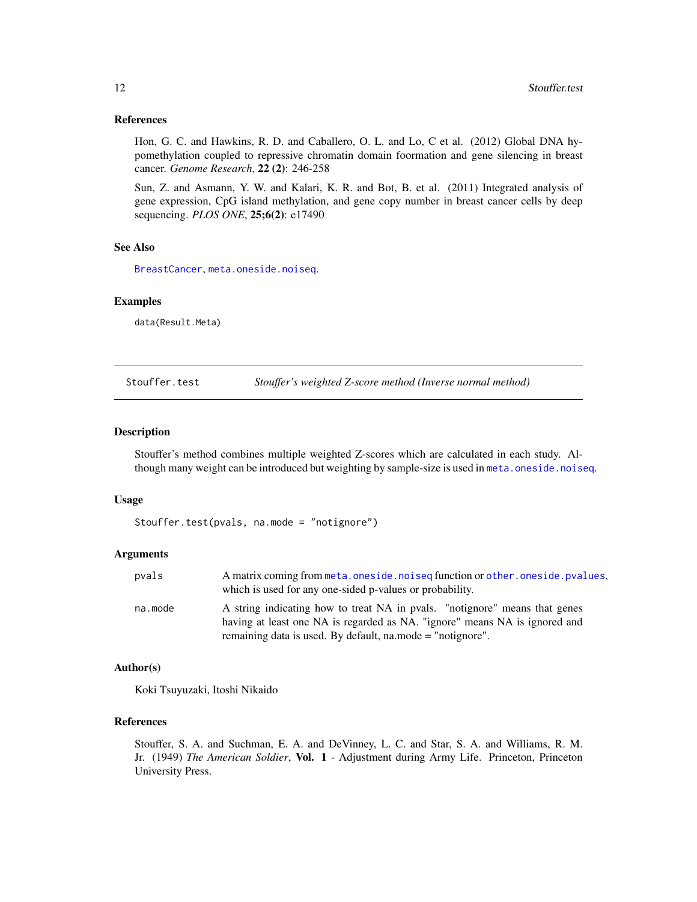### References

Hon, G. C. and Hawkins, R. D. and Caballero, O. L. and Lo, C et al. (2012) Global DNA hypomethylation coupled to repressive chromatin domain foormation and gene silencing in breast cancer. *Genome Research*, **22 (2)**: 246-258

Sun, Z. and Asmann, Y. W. and Kalari, K. R. and Bot, B. et al. (2011) Integrated analysis of gene expression, CpG island methylation, and gene copy number in breast cancer cells by deep sequencing. *PLOS ONE*, **25;6(2)**: e17490

### See Also

`BreastCancer`, `meta.oneside.noiseq`.

### Examples

```
data(Result.Meta)
```

---

## Stouffer.test — *Stouffer's weighted Z-score method (Inverse normal method)*

---

### Description

Stouffer's method combines multiple weighted Z-scores which are calculated in each study. Although many weight can be introduced but weighting by sample-size is used in `meta.oneside.noiseq`.

### Usage

```
Stouffer.test(pvals, na.mode = "notignore")
```

### Arguments

| | |
|---|---|
| `pvals` | A matrix coming from `meta.oneside.noiseq` function or `other.oneside.pvalues`, which is used for any one-sided p-values or probability. |
| `na.mode` | A string indicating how to treat NA in pvals. "notignore" means that genes having at least one NA is regarded as NA. "ignore" means NA is ignored and remaining data is used. By default, na.mode = "notignore". |

### Author(s)

Koki Tsuyuzaki, Itoshi Nikaido

### References

Stouffer, S. A. and Suchman, E. A. and DeVinney, L. C. and Star, S. A. and Williams, R. M. Jr. (1949) *The American Soldier*, **Vol. 1** - Adjustment during Army Life. Princeton, Princeton University Press.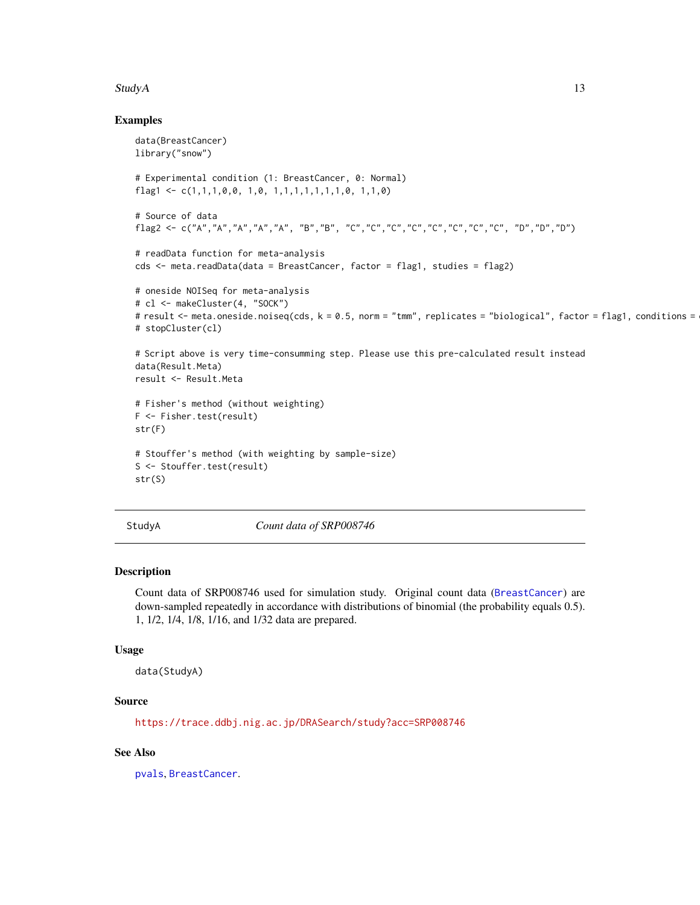## Examples

```
data(BreastCancer)
library("snow")

# Experimental condition (1: BreastCancer, 0: Normal)
flag1 <- c(1,1,1,0,0, 1,0, 1,1,1,1,1,1,1,0, 1,1,0)

# Source of data
flag2 <- c("A","A","A","A","A", "B","B", "C","C","C","C","C","C","C","C", "D","D","D")

# readData function for meta-analysis
cds <- meta.readData(data = BreastCancer, factor = flag1, studies = flag2)

# oneside NOISeq for meta-analysis
# cl <- makeCluster(4, "SOCK")
# result <- meta.oneside.noiseq(cds, k = 0.5, norm = "tmm", replicates = "biological", factor = flag1, conditions = c
# stopCluster(cl)

# Script above is very time-consumming step. Please use this pre-calculated result instead
data(Result.Meta)
result <- Result.Meta

# Fisher's method (without weighting)
F <- Fisher.test(result)
str(F)

# Stouffer's method (with weighting by sample-size)
S <- Stouffer.test(result)
str(S)
```

---

## StudyA — *Count data of SRP008746*

### Description

Count data of SRP008746 used for simulation study. Original count data (BreastCancer) are down-sampled repeatedly in accordance with distributions of binomial (the probability equals 0.5). 1, 1/2, 1/4, 1/8, 1/16, and 1/32 data are prepared.

### Usage

```
data(StudyA)
```

### Source

https://trace.ddbj.nig.ac.jp/DRASearch/study?acc=SRP008746

### See Also

pvals, BreastCancer.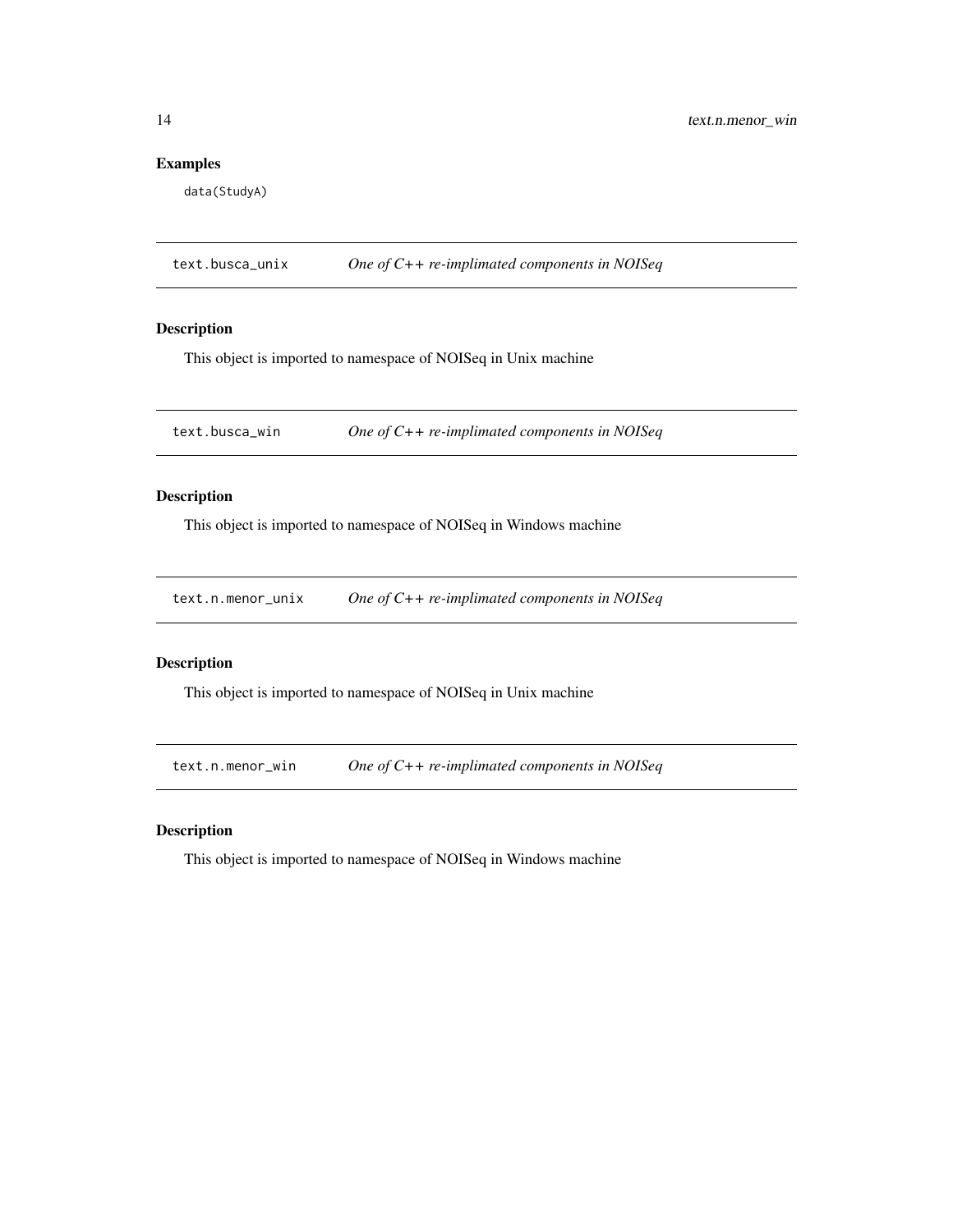## Examples

```
data(StudyA)
```

---

`text.busca_unix` *One of C++ re-implimated components in NOISeq*

---

### Description

This object is imported to namespace of NOISeq in Unix machine

---

`text.busca_win` *One of C++ re-implimated components in NOISeq*

---

### Description

This object is imported to namespace of NOISeq in Windows machine

---

`text.n.menor_unix` *One of C++ re-implimated components in NOISeq*

---

### Description

This object is imported to namespace of NOISeq in Unix machine

---

`text.n.menor_win` *One of C++ re-implimated components in NOISeq*

---

### Description

This object is imported to namespace of NOISeq in Windows machine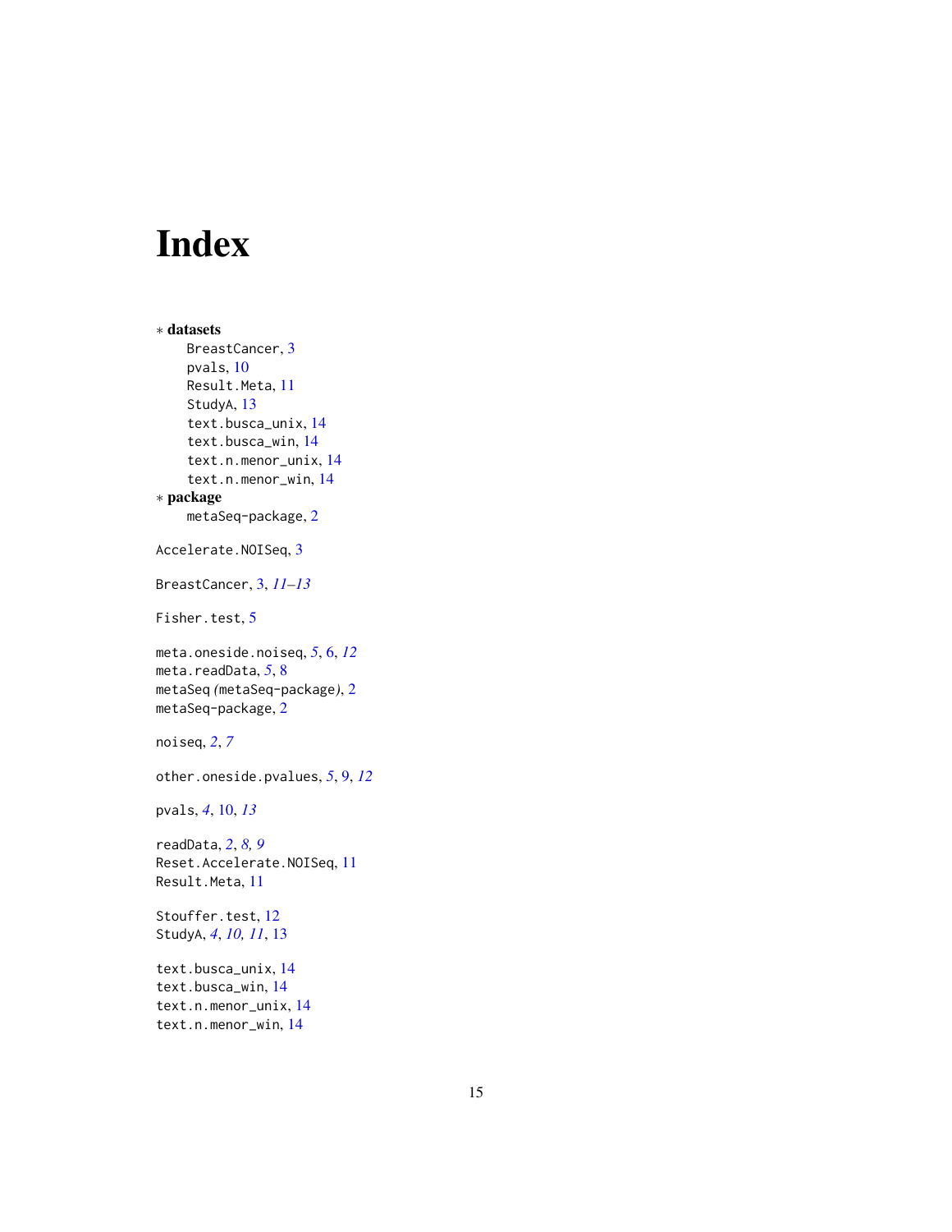# Index

∗ **datasets**
- BreastCancer, 3
- pvals, 10
- Result.Meta, 11
- StudyA, 13
- text.busca_unix, 14
- text.busca_win, 14
- text.n.menor_unix, 14
- text.n.menor_win, 14

∗ **package**
- metaSeq-package, 2

Accelerate.NOISeq, 3

BreastCancer, 3, *11–13*

Fisher.test, 5

meta.oneside.noiseq, *5*, 6, *12*
meta.readData, *5*, 8
metaSeq (metaSeq-package), 2
metaSeq-package, 2

noiseq, *2*, *7*

other.oneside.pvalues, *5*, 9, *12*

pvals, *4*, 10, *13*

readData, *2*, *8, 9*
Reset.Accelerate.NOISeq, 11
Result.Meta, 11

Stouffer.test, 12
StudyA, *4*, *10, 11*, 13

text.busca_unix, 14
text.busca_win, 14
text.n.menor_unix, 14
text.n.menor_win, 14